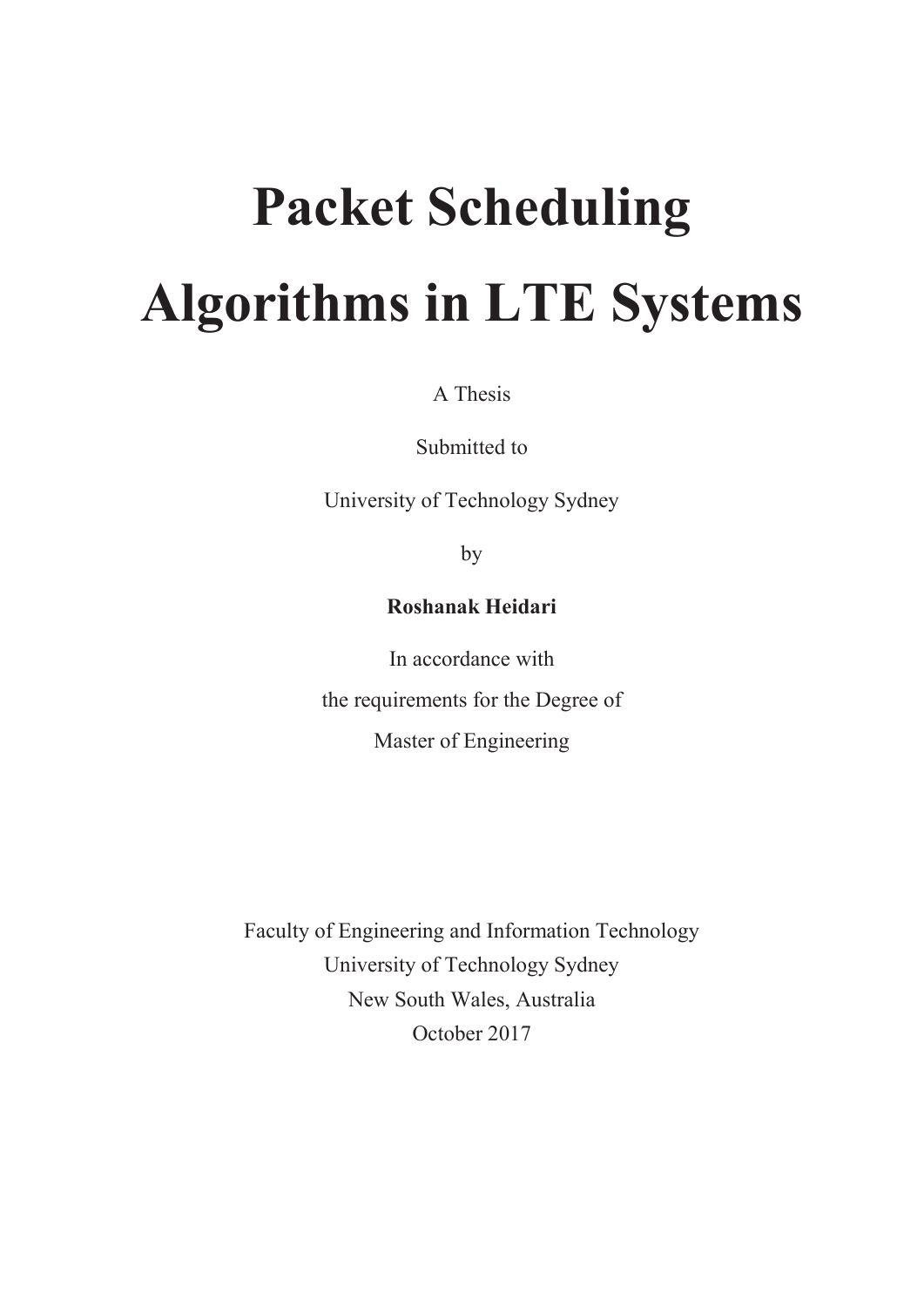# Packet Scheduling Algorithms in LTE Systems

A Thesis

Submitted to

University of Technology Sydney

by

**Roshanak Heidari**

In accordance with

the requirements for the Degree of

Master of Engineering

Faculty of Engineering and Information Technology

University of Technology Sydney

New South Wales, Australia

October 2017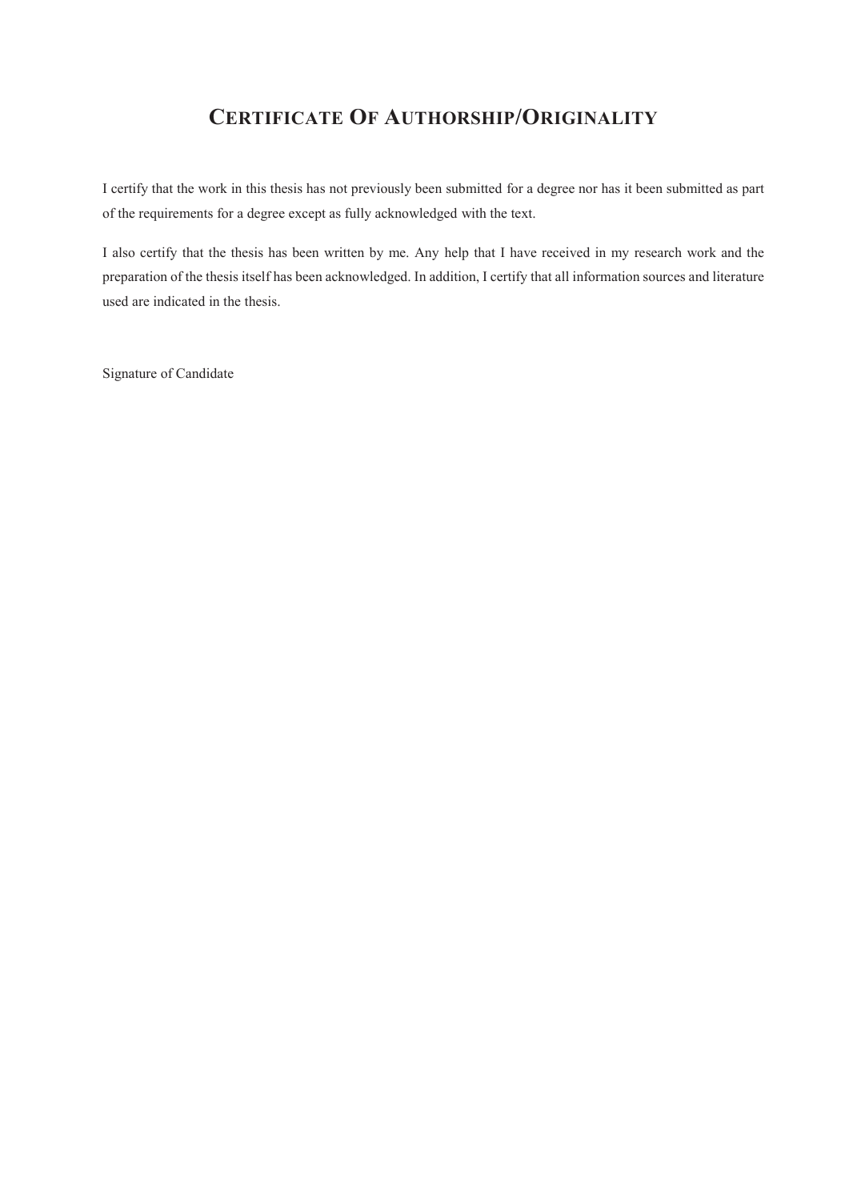# Certificate Of Authorship/Originality

I certify that the work in this thesis has not previously been submitted for a degree nor has it been submitted as part of the requirements for a degree except as fully acknowledged with the text.

I also certify that the thesis has been written by me. Any help that I have received in my research work and the preparation of the thesis itself has been acknowledged. In addition, I certify that all information sources and literature used are indicated in the thesis.

Signature of Candidate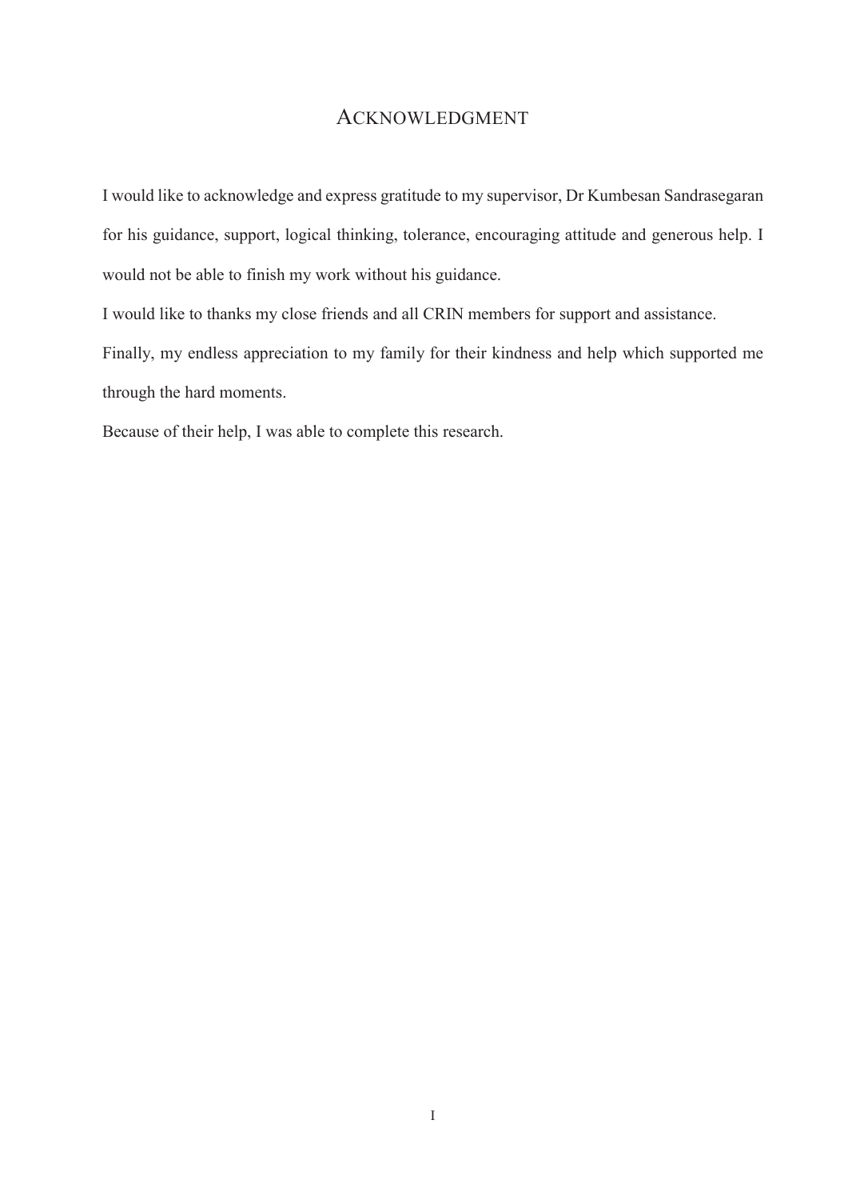# ACKNOWLEDGMENT

I would like to acknowledge and express gratitude to my supervisor, Dr Kumbesan Sandrasegaran for his guidance, support, logical thinking, tolerance, encouraging attitude and generous help. I would not be able to finish my work without his guidance.

I would like to thanks my close friends and all CRIN members for support and assistance.

Finally, my endless appreciation to my family for their kindness and help which supported me through the hard moments.

Because of their help, I was able to complete this research.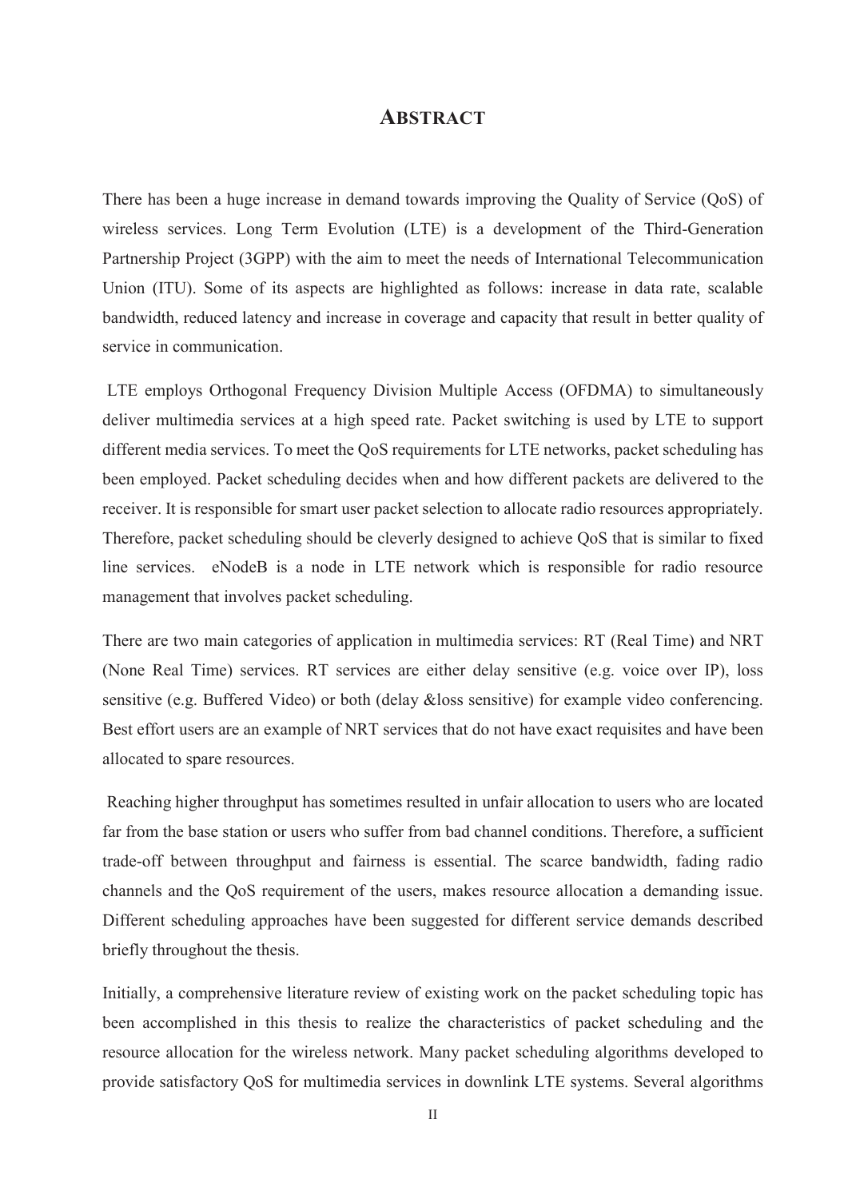# ABSTRACT

There has been a huge increase in demand towards improving the Quality of Service (QoS) of wireless services. Long Term Evolution (LTE) is a development of the Third-Generation Partnership Project (3GPP) with the aim to meet the needs of International Telecommunication Union (ITU). Some of its aspects are highlighted as follows: increase in data rate, scalable bandwidth, reduced latency and increase in coverage and capacity that result in better quality of service in communication.

LTE employs Orthogonal Frequency Division Multiple Access (OFDMA) to simultaneously deliver multimedia services at a high speed rate. Packet switching is used by LTE to support different media services. To meet the QoS requirements for LTE networks, packet scheduling has been employed. Packet scheduling decides when and how different packets are delivered to the receiver. It is responsible for smart user packet selection to allocate radio resources appropriately. Therefore, packet scheduling should be cleverly designed to achieve QoS that is similar to fixed line services. eNodeB is a node in LTE network which is responsible for radio resource management that involves packet scheduling.

There are two main categories of application in multimedia services: RT (Real Time) and NRT (None Real Time) services. RT services are either delay sensitive (e.g. voice over IP), loss sensitive (e.g. Buffered Video) or both (delay &loss sensitive) for example video conferencing. Best effort users are an example of NRT services that do not have exact requisites and have been allocated to spare resources.

Reaching higher throughput has sometimes resulted in unfair allocation to users who are located far from the base station or users who suffer from bad channel conditions. Therefore, a sufficient trade-off between throughput and fairness is essential. The scarce bandwidth, fading radio channels and the QoS requirement of the users, makes resource allocation a demanding issue. Different scheduling approaches have been suggested for different service demands described briefly throughout the thesis.

Initially, a comprehensive literature review of existing work on the packet scheduling topic has been accomplished in this thesis to realize the characteristics of packet scheduling and the resource allocation for the wireless network. Many packet scheduling algorithms developed to provide satisfactory QoS for multimedia services in downlink LTE systems. Several algorithms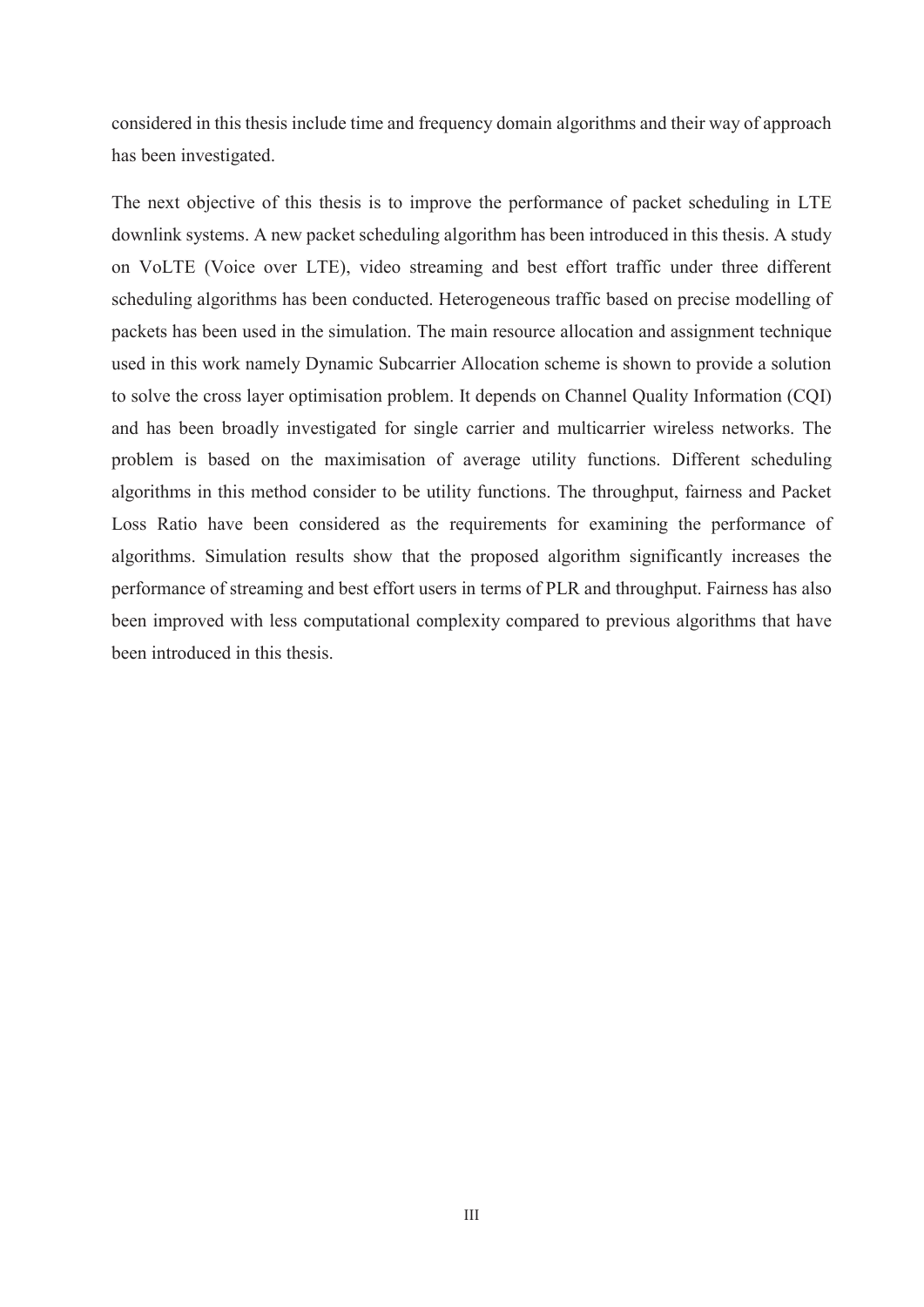considered in this thesis include time and frequency domain algorithms and their way of approach has been investigated.

The next objective of this thesis is to improve the performance of packet scheduling in LTE downlink systems. A new packet scheduling algorithm has been introduced in this thesis. A study on VoLTE (Voice over LTE), video streaming and best effort traffic under three different scheduling algorithms has been conducted. Heterogeneous traffic based on precise modelling of packets has been used in the simulation. The main resource allocation and assignment technique used in this work namely Dynamic Subcarrier Allocation scheme is shown to provide a solution to solve the cross layer optimisation problem. It depends on Channel Quality Information (CQI) and has been broadly investigated for single carrier and multicarrier wireless networks. The problem is based on the maximisation of average utility functions. Different scheduling algorithms in this method consider to be utility functions. The throughput, fairness and Packet Loss Ratio have been considered as the requirements for examining the performance of algorithms. Simulation results show that the proposed algorithm significantly increases the performance of streaming and best effort users in terms of PLR and throughput. Fairness has also been improved with less computational complexity compared to previous algorithms that have been introduced in this thesis.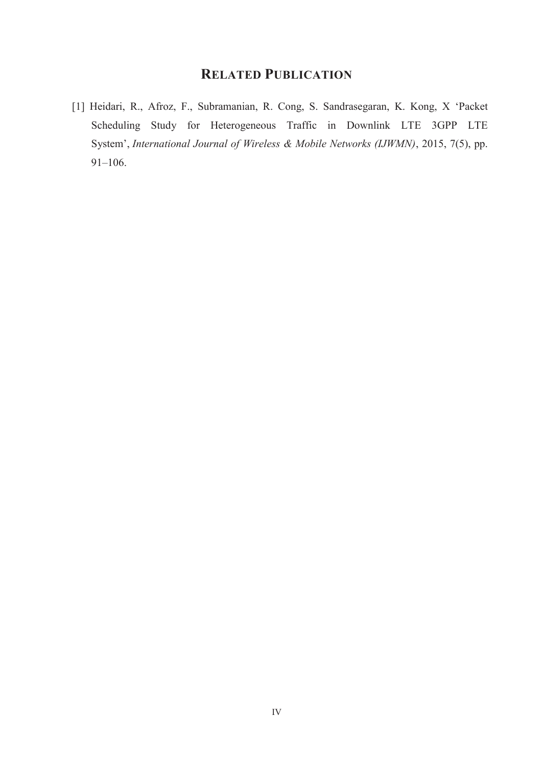# RELATED PUBLICATION

[1] Heidari, R., Afroz, F., Subramanian, R. Cong, S. Sandrasegaran, K. Kong, X 'Packet Scheduling Study for Heterogeneous Traffic in Downlink LTE 3GPP LTE System', *International Journal of Wireless & Mobile Networks (IJWMN)*, 2015, 7(5), pp. 91–106.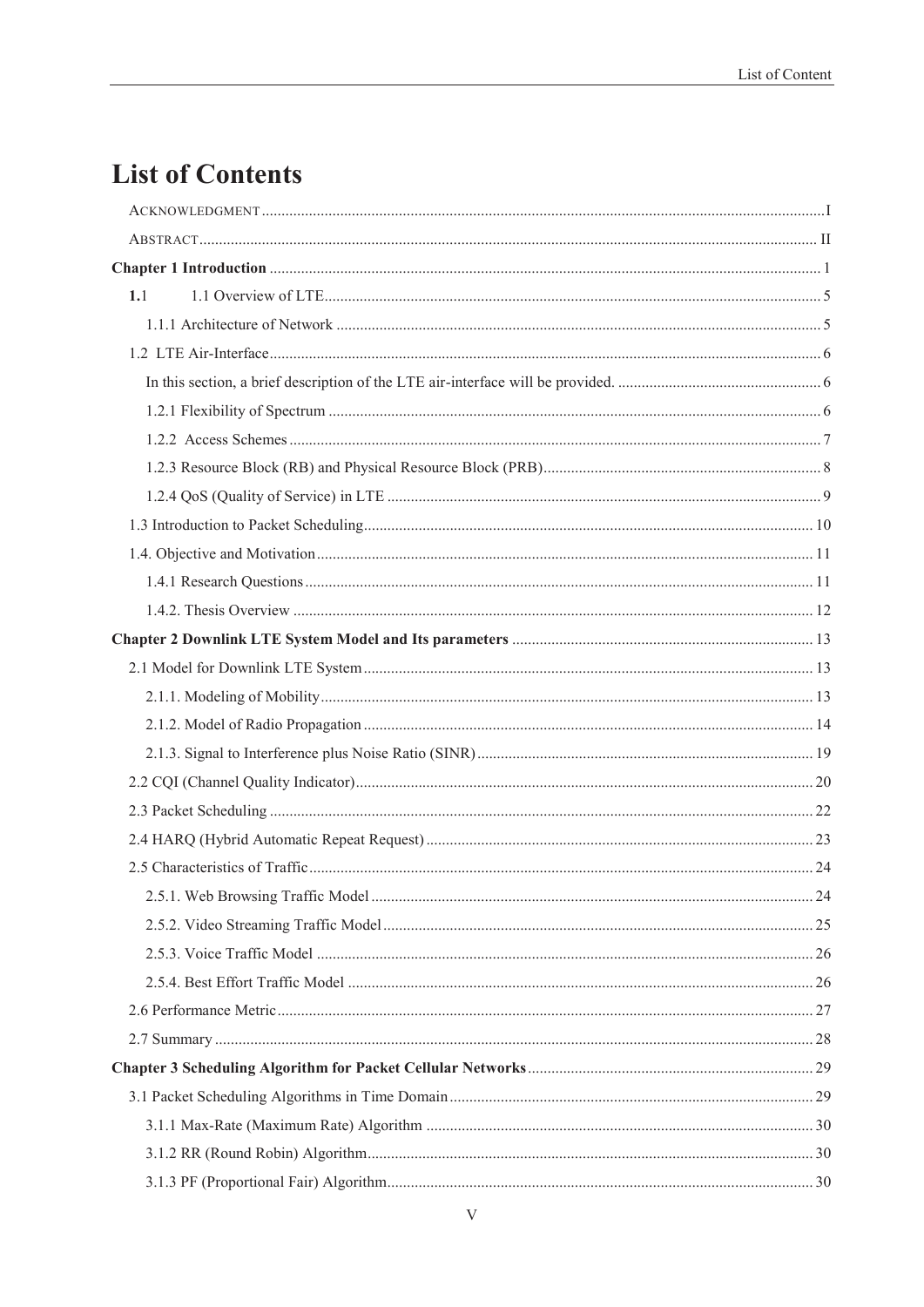# List of Contents

ACKNOWLEDGMENT .......... I

ABSTRACT .......... II

**Chapter 1 Introduction** .......... 1

**1.**1 1.1 Overview of LTE .......... 5

1.1.1 Architecture of Network .......... 5

1.2 LTE Air-Interface .......... 6

In this section, a brief description of the LTE air-interface will be provided. .......... 6

1.2.1 Flexibility of Spectrum .......... 6

1.2.2 Access Schemes .......... 7

1.2.3 Resource Block (RB) and Physical Resource Block (PRB) .......... 8

1.2.4 QoS (Quality of Service) in LTE .......... 9

1.3 Introduction to Packet Scheduling .......... 10

1.4. Objective and Motivation .......... 11

1.4.1 Research Questions .......... 11

1.4.2. Thesis Overview .......... 12

**Chapter 2 Downlink LTE System Model and Its parameters** .......... 13

2.1 Model for Downlink LTE System .......... 13

2.1.1. Modeling of Mobility .......... 13

2.1.2. Model of Radio Propagation .......... 14

2.1.3. Signal to Interference plus Noise Ratio (SINR) .......... 19

2.2 CQI (Channel Quality Indicator) .......... 20

2.3 Packet Scheduling .......... 22

2.4 HARQ (Hybrid Automatic Repeat Request) .......... 23

2.5 Characteristics of Traffic .......... 24

2.5.1. Web Browsing Traffic Model .......... 24

2.5.2. Video Streaming Traffic Model .......... 25

2.5.3. Voice Traffic Model .......... 26

2.5.4. Best Effort Traffic Model .......... 26

2.6 Performance Metric .......... 27

2.7 Summary .......... 28

**Chapter 3 Scheduling Algorithm for Packet Cellular Networks** .......... 29

3.1 Packet Scheduling Algorithms in Time Domain .......... 29

3.1.1 Max-Rate (Maximum Rate) Algorithm .......... 30

3.1.2 RR (Round Robin) Algorithm .......... 30

3.1.3 PF (Proportional Fair) Algorithm .......... 30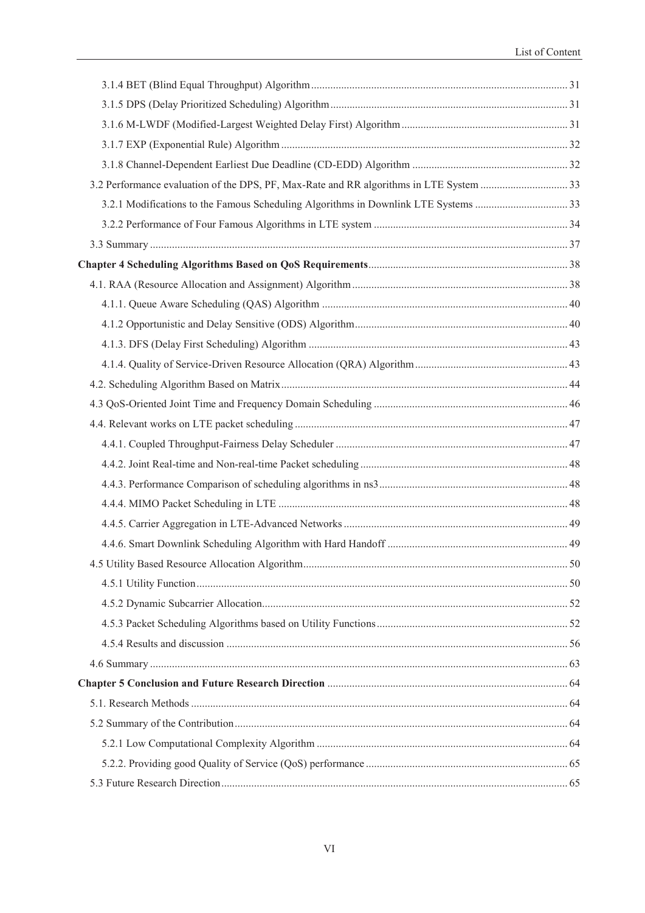3.1.4 BET (Blind Equal Throughput) Algorithm ..... 31

3.1.5 DPS (Delay Prioritized Scheduling) Algorithm ..... 31

3.1.6 M-LWDF (Modified-Largest Weighted Delay First) Algorithm ..... 31

3.1.7 EXP (Exponential Rule) Algorithm ..... 32

3.1.8 Channel-Dependent Earliest Due Deadline (CD-EDD) Algorithm ..... 32

3.2 Performance evaluation of the DPS, PF, Max-Rate and RR algorithms in LTE System ..... 33

3.2.1 Modifications to the Famous Scheduling Algorithms in Downlink LTE Systems ..... 33

3.2.2 Performance of Four Famous Algorithms in LTE system ..... 34

3.3 Summary ..... 37

**Chapter 4 Scheduling Algorithms Based on QoS Requirements** ..... 38

4.1. RAA (Resource Allocation and Assignment) Algorithm ..... 38

4.1.1. Queue Aware Scheduling (QAS) Algorithm ..... 40

4.1.2 Opportunistic and Delay Sensitive (ODS) Algorithm ..... 40

4.1.3. DFS (Delay First Scheduling) Algorithm ..... 43

4.1.4. Quality of Service-Driven Resource Allocation (QRA) Algorithm ..... 43

4.2. Scheduling Algorithm Based on Matrix ..... 44

4.3 QoS-Oriented Joint Time and Frequency Domain Scheduling ..... 46

4.4. Relevant works on LTE packet scheduling ..... 47

4.4.1. Coupled Throughput-Fairness Delay Scheduler ..... 47

4.4.2. Joint Real-time and Non-real-time Packet scheduling ..... 48

4.4.3. Performance Comparison of scheduling algorithms in ns3 ..... 48

4.4.4. MIMO Packet Scheduling in LTE ..... 48

4.4.5. Carrier Aggregation in LTE-Advanced Networks ..... 49

4.4.6. Smart Downlink Scheduling Algorithm with Hard Handoff ..... 49

4.5 Utility Based Resource Allocation Algorithm ..... 50

4.5.1 Utility Function ..... 50

4.5.2 Dynamic Subcarrier Allocation ..... 52

4.5.3 Packet Scheduling Algorithms based on Utility Functions ..... 52

4.5.4 Results and discussion ..... 56

4.6 Summary ..... 63

**Chapter 5 Conclusion and Future Research Direction** ..... 64

5.1. Research Methods ..... 64

5.2 Summary of the Contribution ..... 64

5.2.1 Low Computational Complexity Algorithm ..... 64

5.2.2. Providing good Quality of Service (QoS) performance ..... 65

5.3 Future Research Direction ..... 65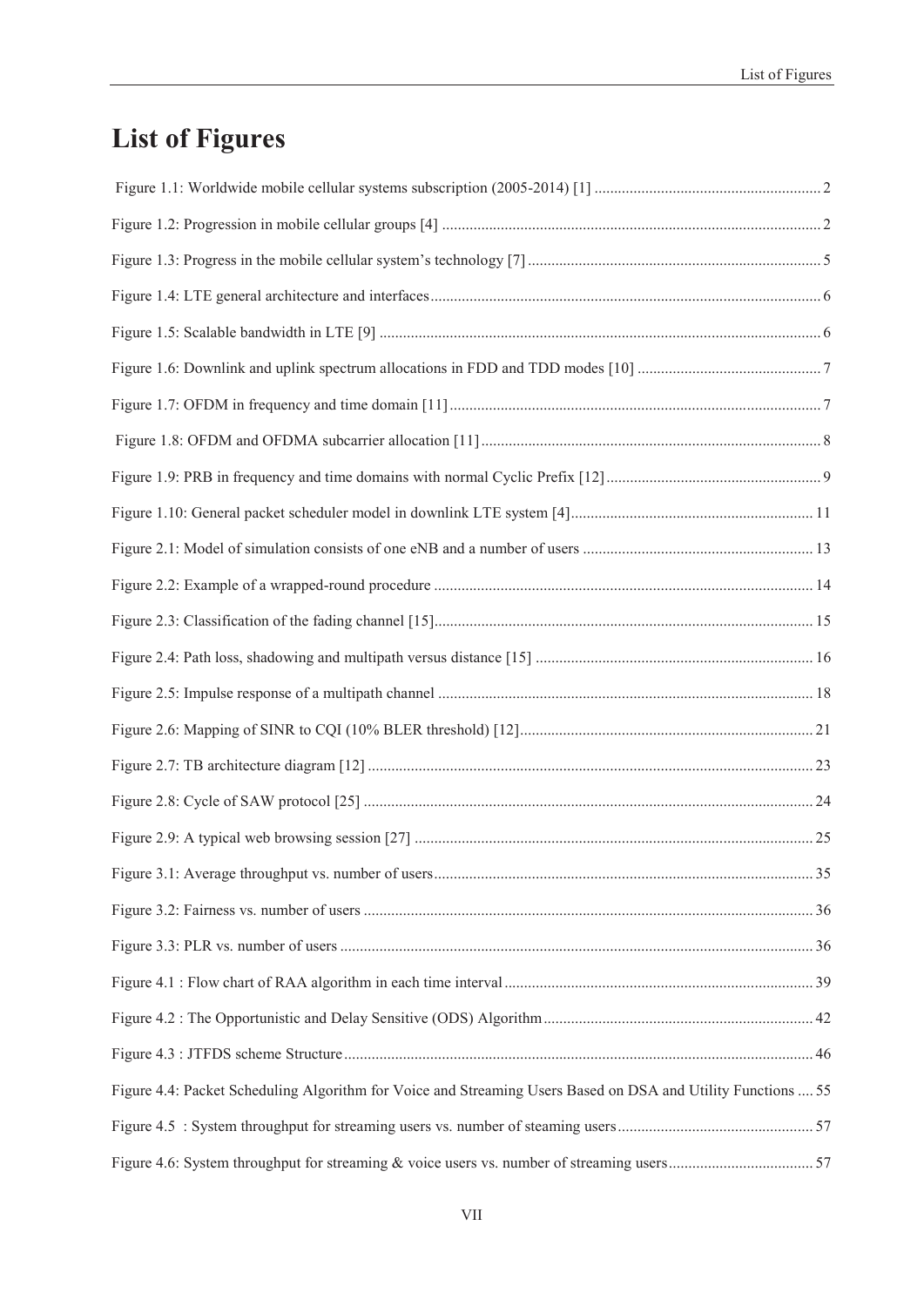# List of Figures

Figure 1.1: Worldwide mobile cellular systems subscription (2005-2014) [1] ..... 2

Figure 1.2: Progression in mobile cellular groups [4] ..... 2

Figure 1.3: Progress in the mobile cellular system's technology [7] ..... 5

Figure 1.4: LTE general architecture and interfaces ..... 6

Figure 1.5: Scalable bandwidth in LTE [9] ..... 6

Figure 1.6: Downlink and uplink spectrum allocations in FDD and TDD modes [10] ..... 7

Figure 1.7: OFDM in frequency and time domain [11] ..... 7

Figure 1.8: OFDM and OFDMA subcarrier allocation [11] ..... 8

Figure 1.9: PRB in frequency and time domains with normal Cyclic Prefix [12] ..... 9

Figure 1.10: General packet scheduler model in downlink LTE system [4] ..... 11

Figure 2.1: Model of simulation consists of one eNB and a number of users ..... 13

Figure 2.2: Example of a wrapped-round procedure ..... 14

Figure 2.3: Classification of the fading channel [15] ..... 15

Figure 2.4: Path loss, shadowing and multipath versus distance [15] ..... 16

Figure 2.5: Impulse response of a multipath channel ..... 18

Figure 2.6: Mapping of SINR to CQI (10% BLER threshold) [12] ..... 21

Figure 2.7: TB architecture diagram [12] ..... 23

Figure 2.8: Cycle of SAW protocol [25] ..... 24

Figure 2.9: A typical web browsing session [27] ..... 25

Figure 3.1: Average throughput vs. number of users ..... 35

Figure 3.2: Fairness vs. number of users ..... 36

Figure 3.3: PLR vs. number of users ..... 36

Figure 4.1 : Flow chart of RAA algorithm in each time interval ..... 39

Figure 4.2 : The Opportunistic and Delay Sensitive (ODS) Algorithm ..... 42

Figure 4.3 : JTFDS scheme Structure ..... 46

Figure 4.4: Packet Scheduling Algorithm for Voice and Streaming Users Based on DSA and Utility Functions ..... 55

Figure 4.5 : System throughput for streaming users vs. number of steaming users ..... 57

Figure 4.6: System throughput for streaming & voice users vs. number of streaming users ..... 57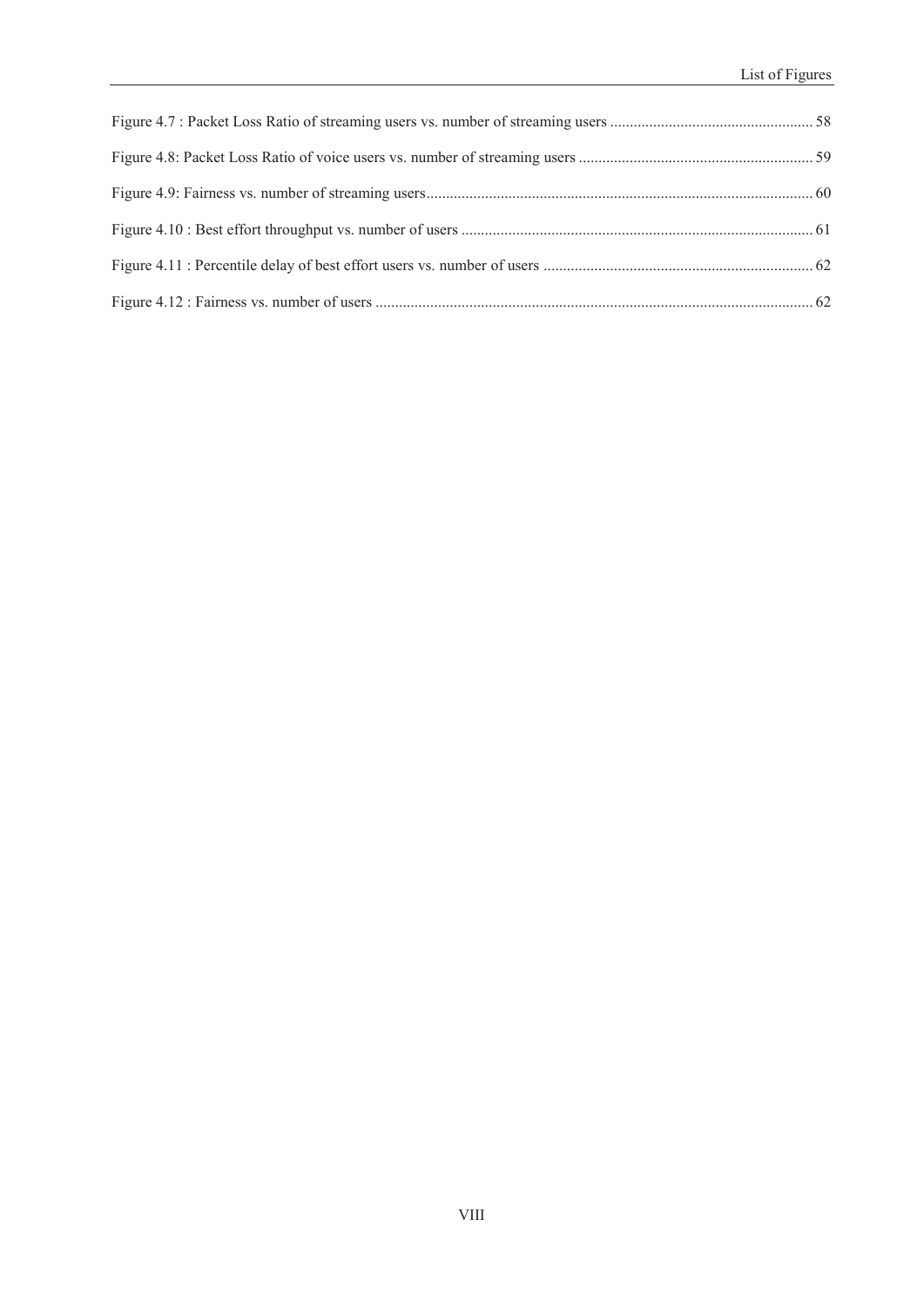Figure 4.7 : Packet Loss Ratio of streaming users vs. number of streaming users ................................................... 58

Figure 4.8: Packet Loss Ratio of voice users vs. number of streaming users ........................................................... 59

Figure 4.9: Fairness vs. number of streaming users................................................................................................. 60

Figure 4.10 : Best effort throughput vs. number of users ......................................................................................... 61

Figure 4.11 : Percentile delay of best effort users vs. number of users .................................................................... 62

Figure 4.12 : Fairness vs. number of users ............................................................................................................... 62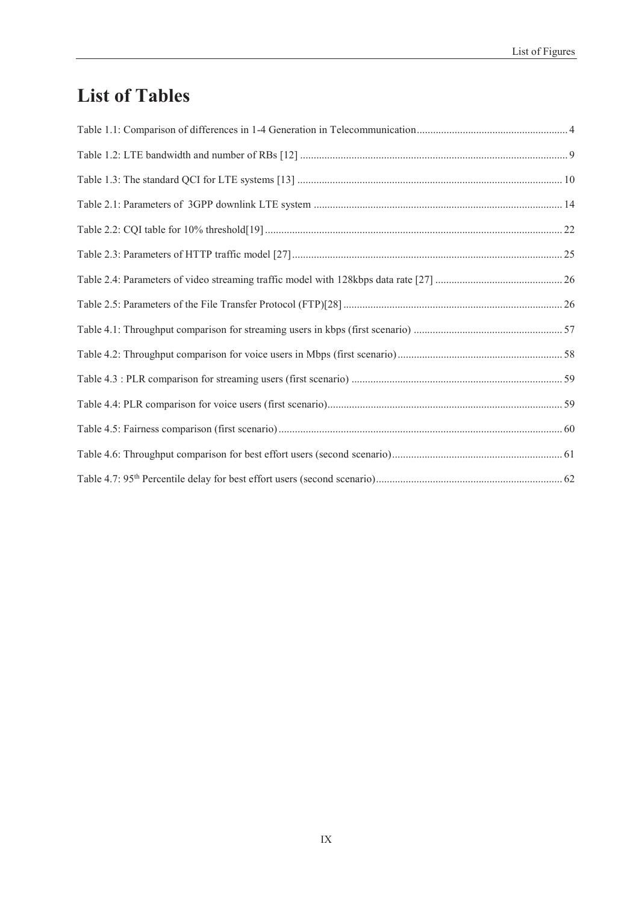# List of Tables

Table 1.1: Comparison of differences in 1-4 Generation in Telecommunication ........................................................ 4

Table 1.2: LTE bandwidth and number of RBs [12] ........................................................................................................ 9

Table 1.3: The standard QCI for LTE systems [13] ....................................................................................................... 10

Table 2.1: Parameters of 3GPP downlink LTE system ................................................................................................. 14

Table 2.2: CQI table for 10% threshold[19] .................................................................................................................. 22

Table 2.3: Parameters of HTTP traffic model [27] ........................................................................................................ 25

Table 2.4: Parameters of video streaming traffic model with 128kbps data rate [27] ............................................... 26

Table 2.5: Parameters of the File Transfer Protocol (FTP)[28] ..................................................................................... 26

Table 4.1: Throughput comparison for streaming users in kbps (first scenario) ....................................................... 57

Table 4.2: Throughput comparison for voice users in Mbps (first scenario) ............................................................. 58

Table 4.3 : PLR comparison for streaming users (first scenario) .............................................................................. 59

Table 4.4: PLR comparison for voice users (first scenario) ........................................................................................ 59

Table 4.5: Fairness comparison (first scenario) ........................................................................................................... 60

Table 4.6: Throughput comparison for best effort users (second scenario) ............................................................... 61

Table 4.7: 95$^{th}$ Percentile delay for best effort users (second scenario) ................................................................... 62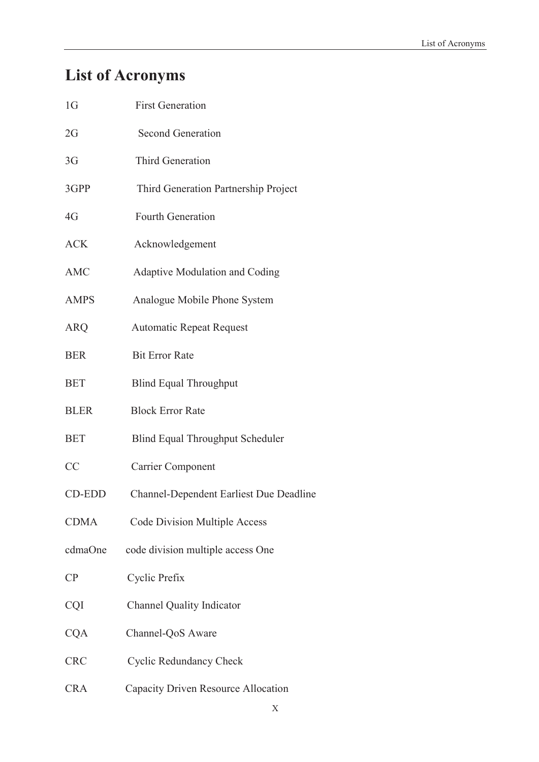# List of Acronyms

| | |
|---|---|
| 1G | First Generation |
| 2G | Second Generation |
| 3G | Third Generation |
| 3GPP | Third Generation Partnership Project |
| 4G | Fourth Generation |
| ACK | Acknowledgement |
| AMC | Adaptive Modulation and Coding |
| AMPS | Analogue Mobile Phone System |
| ARQ | Automatic Repeat Request |
| BER | Bit Error Rate |
| BET | Blind Equal Throughput |
| BLER | Block Error Rate |
| BET | Blind Equal Throughput Scheduler |
| CC | Carrier Component |
| CD-EDD | Channel-Dependent Earliest Due Deadline |
| CDMA | Code Division Multiple Access |
| cdmaOne | code division multiple access One |
| CP | Cyclic Prefix |
| CQI | Channel Quality Indicator |
| CQA | Channel-QoS Aware |
| CRC | Cyclic Redundancy Check |
| CRA | Capacity Driven Resource Allocation |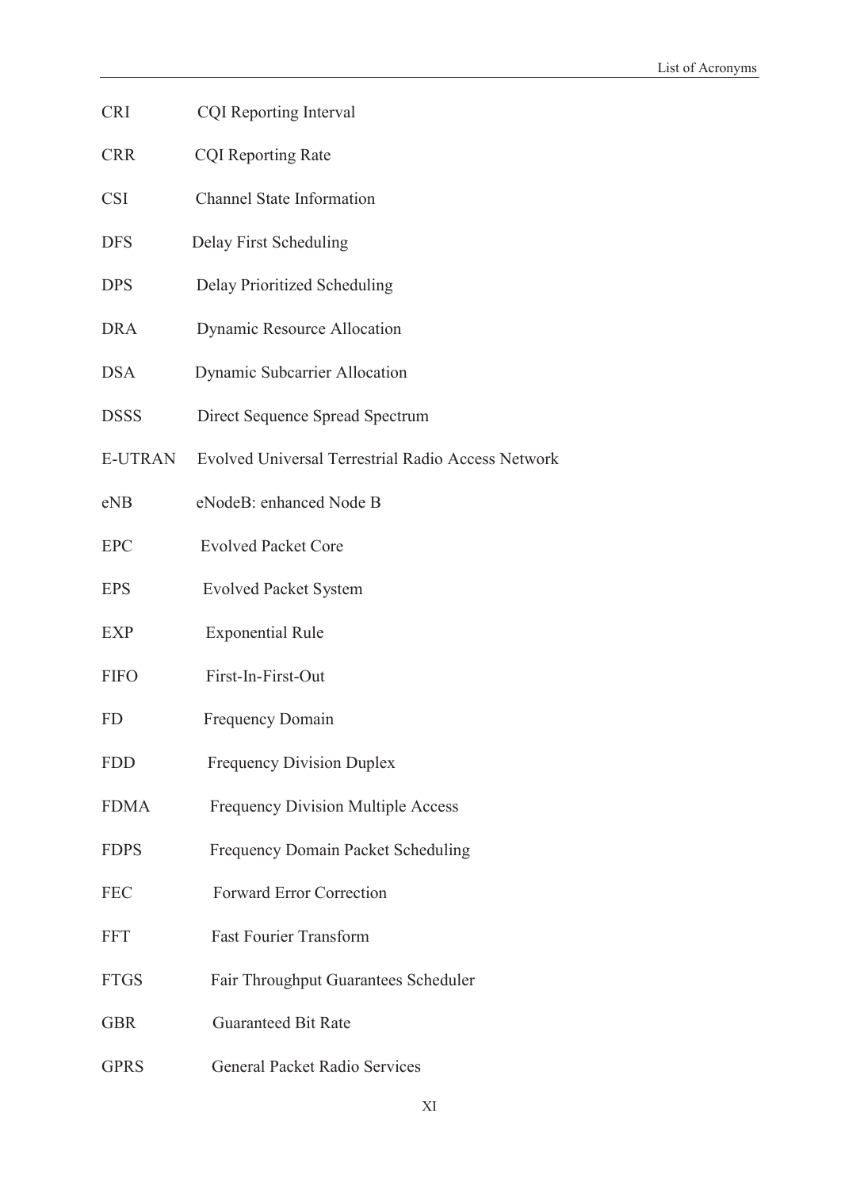| | |
|---|---|
| CRI | CQI Reporting Interval |
| CRR | CQI Reporting Rate |
| CSI | Channel State Information |
| DFS | Delay First Scheduling |
| DPS | Delay Prioritized Scheduling |
| DRA | Dynamic Resource Allocation |
| DSA | Dynamic Subcarrier Allocation |
| DSSS | Direct Sequence Spread Spectrum |
| E-UTRAN | Evolved Universal Terrestrial Radio Access Network |
| eNB | eNodeB: enhanced Node B |
| EPC | Evolved Packet Core |
| EPS | Evolved Packet System |
| EXP | Exponential Rule |
| FIFO | First-In-First-Out |
| FD | Frequency Domain |
| FDD | Frequency Division Duplex |
| FDMA | Frequency Division Multiple Access |
| FDPS | Frequency Domain Packet Scheduling |
| FEC | Forward Error Correction |
| FFT | Fast Fourier Transform |
| FTGS | Fair Throughput Guarantees Scheduler |
| GBR | Guaranteed Bit Rate |
| GPRS | General Packet Radio Services |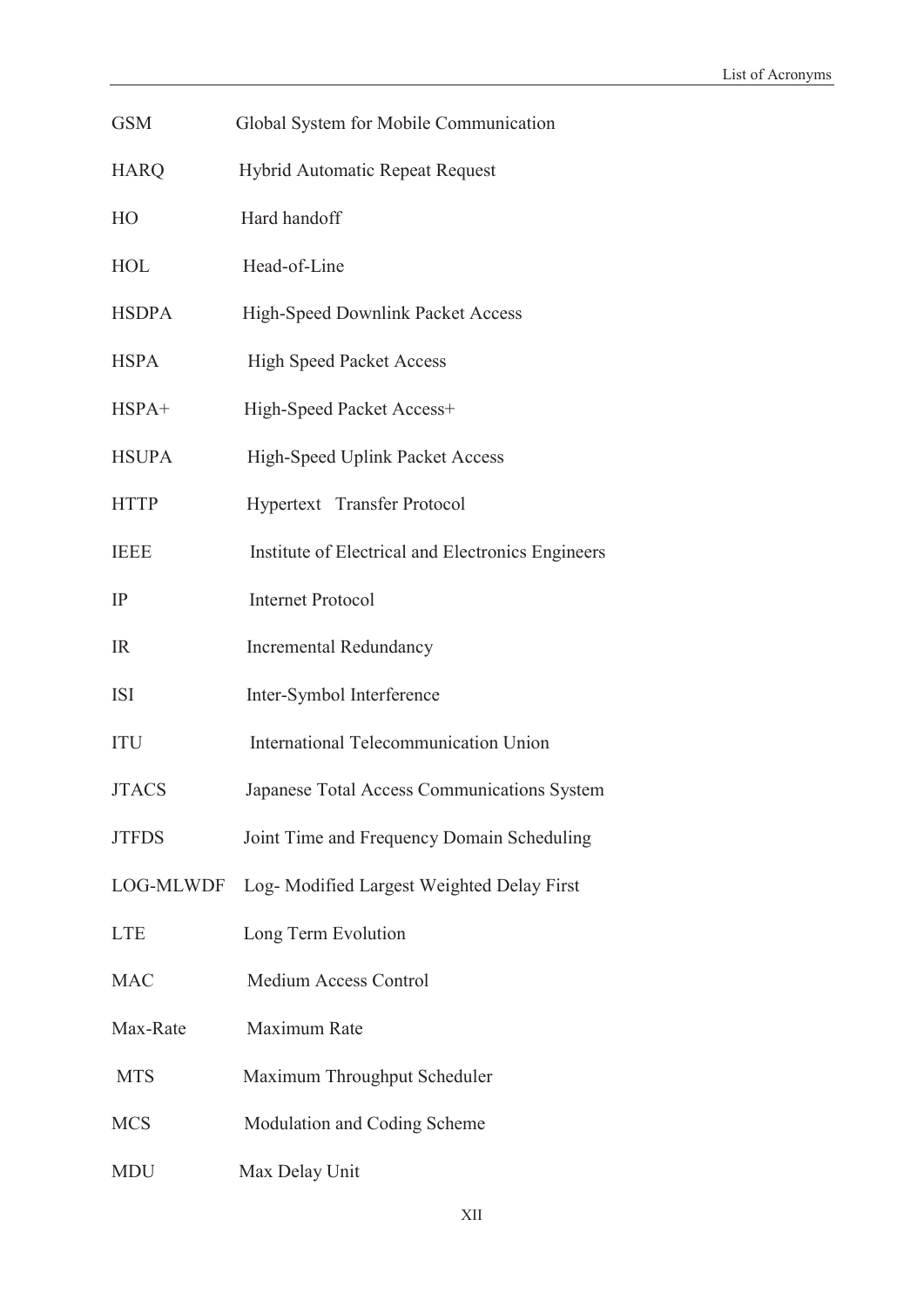| | |
|---|---|
| GSM | Global System for Mobile Communication |
| HARQ | Hybrid Automatic Repeat Request |
| HO | Hard handoff |
| HOL | Head-of-Line |
| HSDPA | High-Speed Downlink Packet Access |
| HSPA | High Speed Packet Access |
| HSPA+ | High-Speed Packet Access+ |
| HSUPA | High-Speed Uplink Packet Access |
| HTTP | Hypertext Transfer Protocol |
| IEEE | Institute of Electrical and Electronics Engineers |
| IP | Internet Protocol |
| IR | Incremental Redundancy |
| ISI | Inter-Symbol Interference |
| ITU | International Telecommunication Union |
| JTACS | Japanese Total Access Communications System |
| JTFDS | Joint Time and Frequency Domain Scheduling |
| LOG-MLWDF | Log- Modified Largest Weighted Delay First |
| LTE | Long Term Evolution |
| MAC | Medium Access Control |
| Max-Rate | Maximum Rate |
| MTS | Maximum Throughput Scheduler |
| MCS | Modulation and Coding Scheme |
| MDU | Max Delay Unit |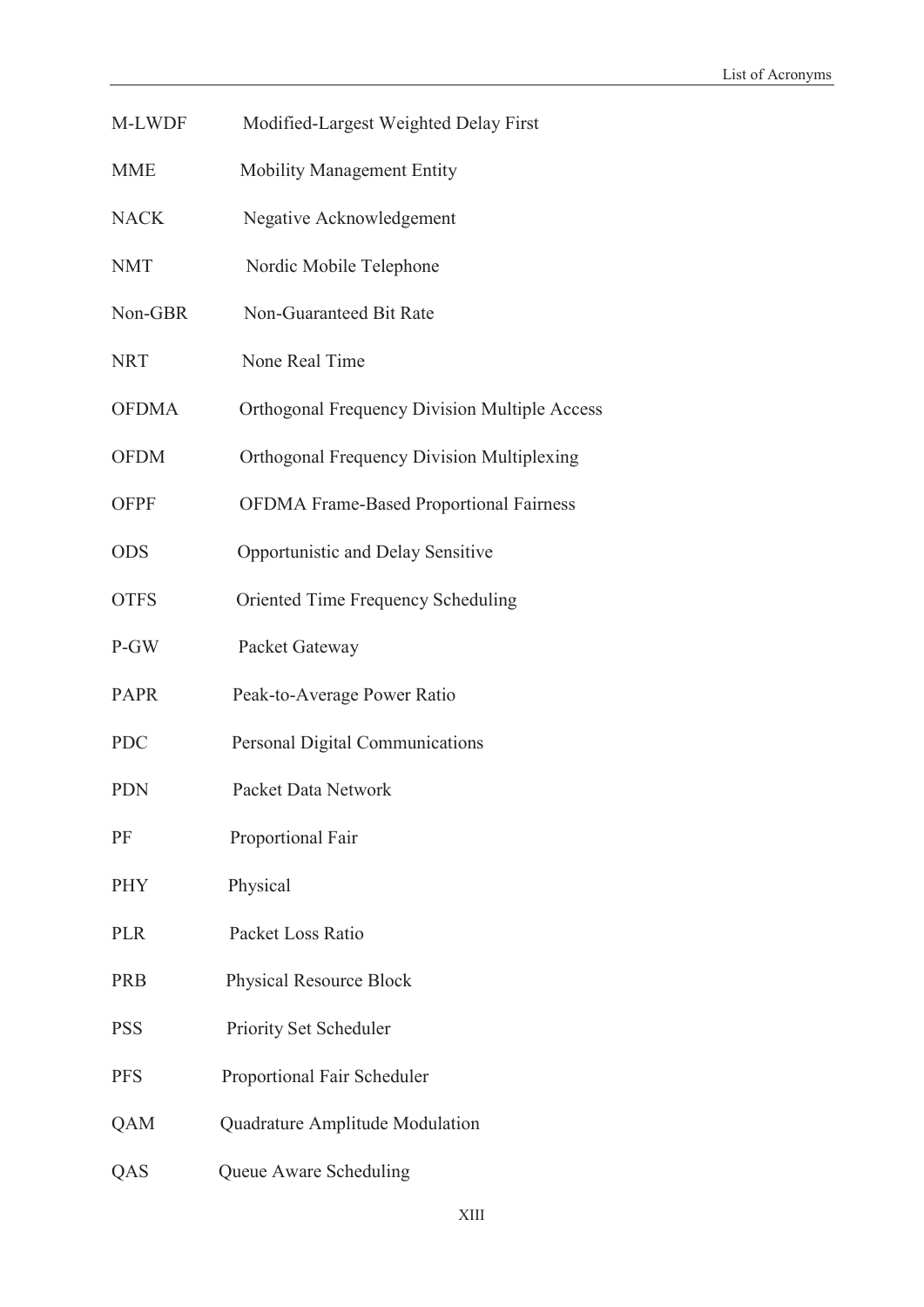| | |
|---|---|
| M-LWDF | Modified-Largest Weighted Delay First |
| MME | Mobility Management Entity |
| NACK | Negative Acknowledgement |
| NMT | Nordic Mobile Telephone |
| Non-GBR | Non-Guaranteed Bit Rate |
| NRT | None Real Time |
| OFDMA | Orthogonal Frequency Division Multiple Access |
| OFDM | Orthogonal Frequency Division Multiplexing |
| OFPF | OFDMA Frame-Based Proportional Fairness |
| ODS | Opportunistic and Delay Sensitive |
| OTFS | Oriented Time Frequency Scheduling |
| P-GW | Packet Gateway |
| PAPR | Peak-to-Average Power Ratio |
| PDC | Personal Digital Communications |
| PDN | Packet Data Network |
| PF | Proportional Fair |
| PHY | Physical |
| PLR | Packet Loss Ratio |
| PRB | Physical Resource Block |
| PSS | Priority Set Scheduler |
| PFS | Proportional Fair Scheduler |
| QAM | Quadrature Amplitude Modulation |
| QAS | Queue Aware Scheduling |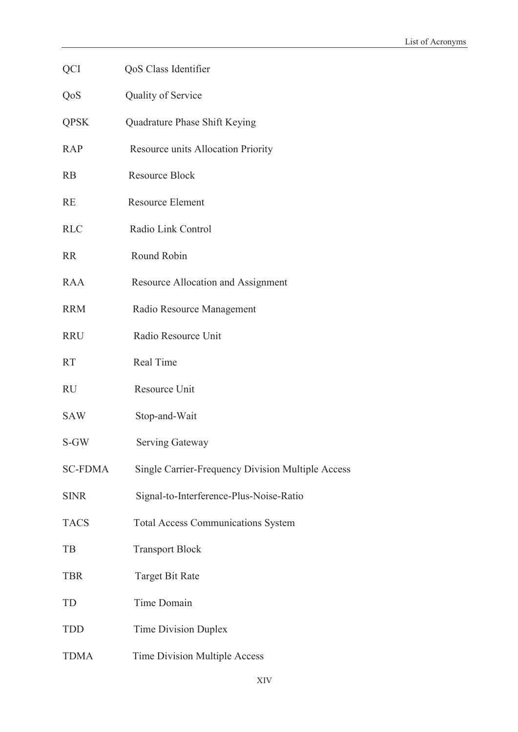| | |
|---|---|
| QCI | QoS Class Identifier |
| QoS | Quality of Service |
| QPSK | Quadrature Phase Shift Keying |
| RAP | Resource units Allocation Priority |
| RB | Resource Block |
| RE | Resource Element |
| RLC | Radio Link Control |
| RR | Round Robin |
| RAA | Resource Allocation and Assignment |
| RRM | Radio Resource Management |
| RRU | Radio Resource Unit |
| RT | Real Time |
| RU | Resource Unit |
| SAW | Stop-and-Wait |
| S-GW | Serving Gateway |
| SC-FDMA | Single Carrier-Frequency Division Multiple Access |
| SINR | Signal-to-Interference-Plus-Noise-Ratio |
| TACS | Total Access Communications System |
| TB | Transport Block |
| TBR | Target Bit Rate |
| TD | Time Domain |
| TDD | Time Division Duplex |
| TDMA | Time Division Multiple Access |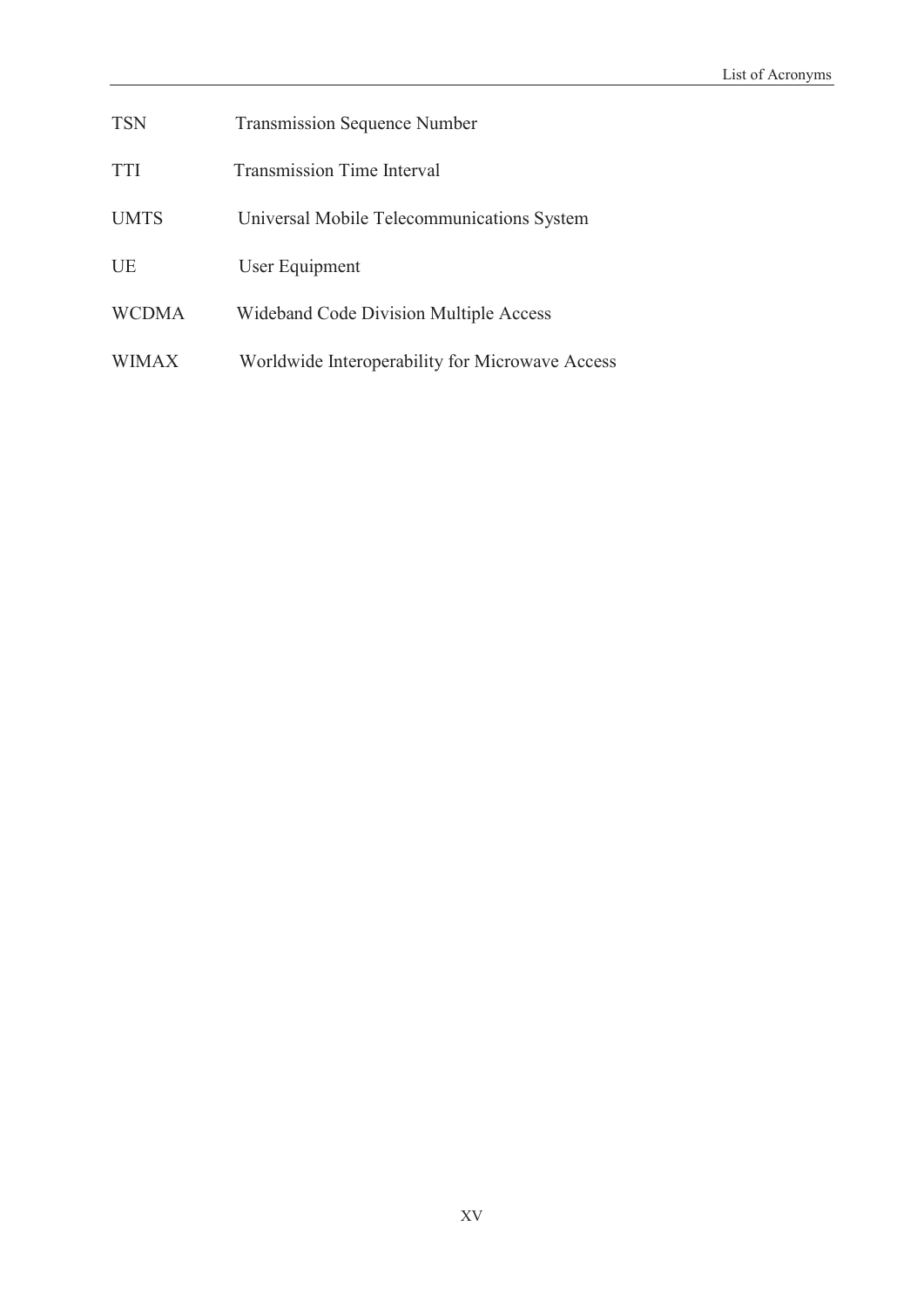| | |
|---|---|
| TSN | Transmission Sequence Number |
| TTI | Transmission Time Interval |
| UMTS | Universal Mobile Telecommunications System |
| UE | User Equipment |
| WCDMA | Wideband Code Division Multiple Access |
| WIMAX | Worldwide Interoperability for Microwave Access |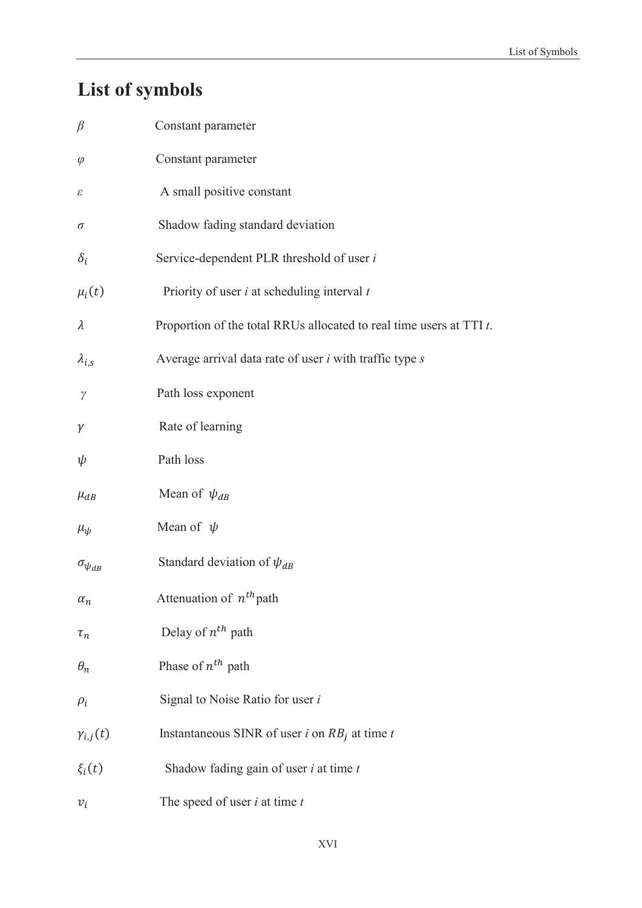# List of symbols

| | |
|---|---|
| $\beta$ | Constant parameter |
| $\varphi$ | Constant parameter |
| $\varepsilon$ | A small positive constant |
| $\sigma$ | Shadow fading standard deviation |
| $\delta_i$ | Service-dependent PLR threshold of user *i* |
| $\mu_i(t)$ | Priority of user *i* at scheduling interval *t* |
| $\lambda$ | Proportion of the total RRUs allocated to real time users at TTI *t*. |
| $\lambda_{i,s}$ | Average arrival data rate of user *i* with traffic type *s* |
| $\gamma$ | Path loss exponent |
| $\gamma$ | Rate of learning |
| $\psi$ | Path loss |
| $\mu_{dB}$ | Mean of $\psi_{dB}$ |
| $\mu_{\psi}$ | Mean of $\psi$ |
| $\sigma_{\psi_{dB}}$ | Standard deviation of $\psi_{dB}$ |
| $\alpha_n$ | Attenuation of $n^{th}$ path |
| $\tau_n$ | Delay of $n^{th}$ path |
| $\theta_n$ | Phase of $n^{th}$ path |
| $\rho_i$ | Signal to Noise Ratio for user *i* |
| $\gamma_{i,j}(t)$ | Instantaneous SINR of user *i* on $RB_j$ at time *t* |
| $\xi_i(t)$ | Shadow fading gain of user *i* at time *t* |
| $v_i$ | The speed of user *i* at time *t* |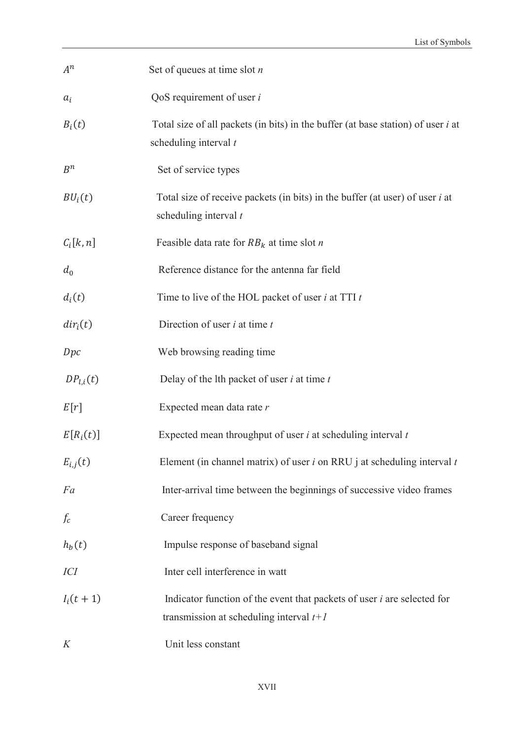| | |
|---|---|
| $A^n$ | Set of queues at time slot *n* |
| $a_i$ | QoS requirement of user *i* |
| $B_i(t)$ | Total size of all packets (in bits) in the buffer (at base station) of user *i* at scheduling interval *t* |
| $B^n$ | Set of service types |
| $BU_i(t)$ | Total size of receive packets (in bits) in the buffer (at user) of user *i* at scheduling interval *t* |
| $C_i[k, n]$ | Feasible data rate for $RB_k$ at time slot *n* |
| $d_0$ | Reference distance for the antenna far field |
| $d_i(t)$ | Time to live of the HOL packet of user *i* at TTI *t* |
| $dir_i(t)$ | Direction of user *i* at time *t* |
| $Dpc$ | Web browsing reading time |
| $DP_{l,i}(t)$ | Delay of the lth packet of user *i* at time *t* |
| $E[r]$ | Expected mean data rate *r* |
| $E[R_i(t)]$ | Expected mean throughput of user *i* at scheduling interval *t* |
| $E_{i,j}(t)$ | Element (in channel matrix) of user *i* on RRU j at scheduling interval *t* |
| $Fa$ | Inter-arrival time between the beginnings of successive video frames |
| $f_c$ | Career frequency |
| $h_b(t)$ | Impulse response of baseband signal |
| $ICI$ | Inter cell interference in watt |
| $I_i(t+1)$ | Indicator function of the event that packets of user *i* are selected for transmission at scheduling interval *t+1* |
| $K$ | Unit less constant |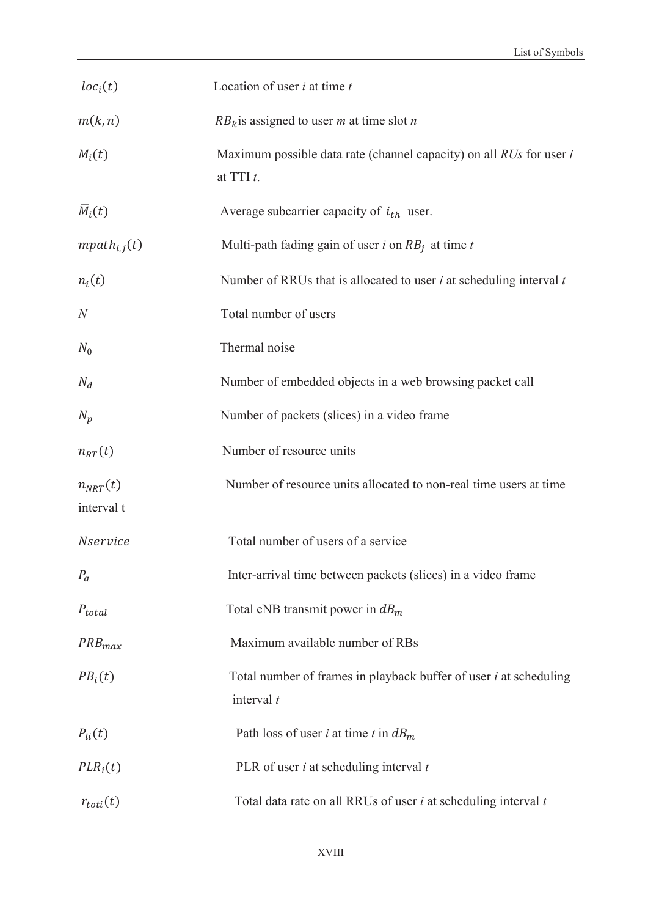| | |
|---|---|
| $loc_i(t)$ | Location of user *i* at time *t* |
| $m(k,n)$ | $RB_k$ is assigned to user *m* at time slot *n* |
| $M_i(t)$ | Maximum possible data rate (channel capacity) on all *RUs* for user *i* at TTI *t*. |
| $\bar{M}_i(t)$ | Average subcarrier capacity of $i_{th}$ user. |
| $mpath_{i,j}(t)$ | Multi-path fading gain of user *i* on $RB_j$ at time *t* |
| $n_i(t)$ | Number of RRUs that is allocated to user *i* at scheduling interval *t* |
| $N$ | Total number of users |
| $N_0$ | Thermal noise |
| $N_d$ | Number of embedded objects in a web browsing packet call |
| $N_p$ | Number of packets (slices) in a video frame |
| $n_{RT}(t)$ | Number of resource units |
| $n_{NRT}(t)$ interval t | Number of resource units allocated to non-real time users at time |
| $Nservice$ | Total number of users of a service |
| $P_a$ | Inter-arrival time between packets (slices) in a video frame |
| $P_{total}$ | Total eNB transmit power in $dB_m$ |
| $PRB_{max}$ | Maximum available number of RBs |
| $PB_i(t)$ | Total number of frames in playback buffer of user *i* at scheduling interval *t* |
| $P_{li}(t)$ | Path loss of user *i* at time *t* in $dB_m$ |
| $PLR_i(t)$ | PLR of user *i* at scheduling interval *t* |
| $r_{toti}(t)$ | Total data rate on all RRUs of user *i* at scheduling interval *t* |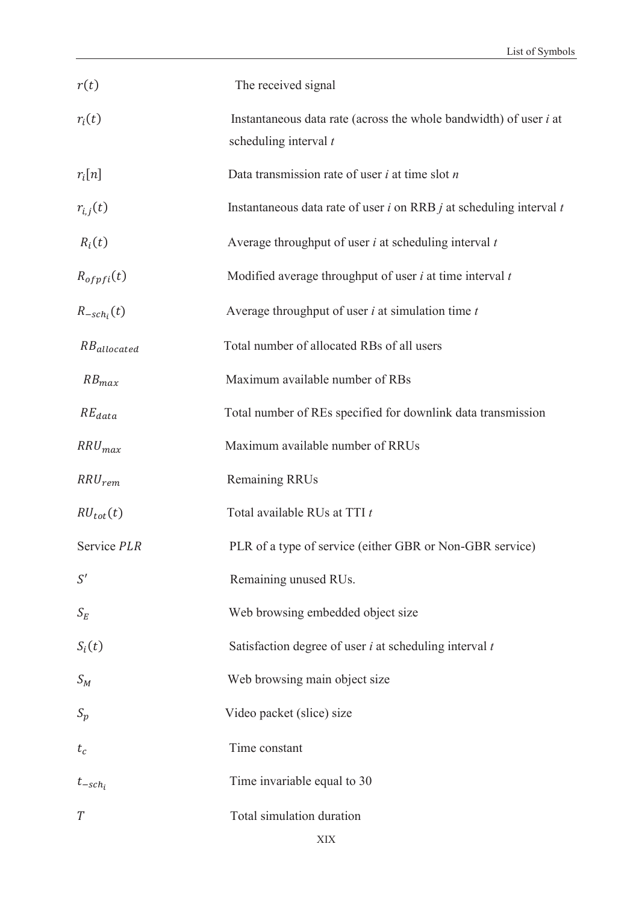| | |
|---|---|
| $r(t)$ | The received signal |
| $r_i(t)$ | Instantaneous data rate (across the whole bandwidth) of user *i* at scheduling interval *t* |
| $r_i[n]$ | Data transmission rate of user *i* at time slot *n* |
| $r_{i,j}(t)$ | Instantaneous data rate of user *i* on RRB *j* at scheduling interval *t* |
| $R_i(t)$ | Average throughput of user *i* at scheduling interval *t* |
| $R_{ofpfi}(t)$ | Modified average throughput of user *i* at time interval *t* |
| $R_{-sch_i}(t)$ | Average throughput of user *i* at simulation time *t* |
| $RB_{allocated}$ | Total number of allocated RBs of all users |
| $RB_{max}$ | Maximum available number of RBs |
| $RE_{data}$ | Total number of REs specified for downlink data transmission |
| $RRU_{max}$ | Maximum available number of RRUs |
| $RRU_{rem}$ | Remaining RRUs |
| $RU_{tot}(t)$ | Total available RUs at TTI *t* |
| Service $PLR$ | PLR of a type of service (either GBR or Non-GBR service) |
| $S'$ | Remaining unused RUs. |
| $S_E$ | Web browsing embedded object size |
| $S_i(t)$ | Satisfaction degree of user *i* at scheduling interval *t* |
| $S_M$ | Web browsing main object size |
| $S_p$ | Video packet (slice) size |
| $t_c$ | Time constant |
| $t_{-sch_i}$ | Time invariable equal to 30 |
| $T$ | Total simulation duration |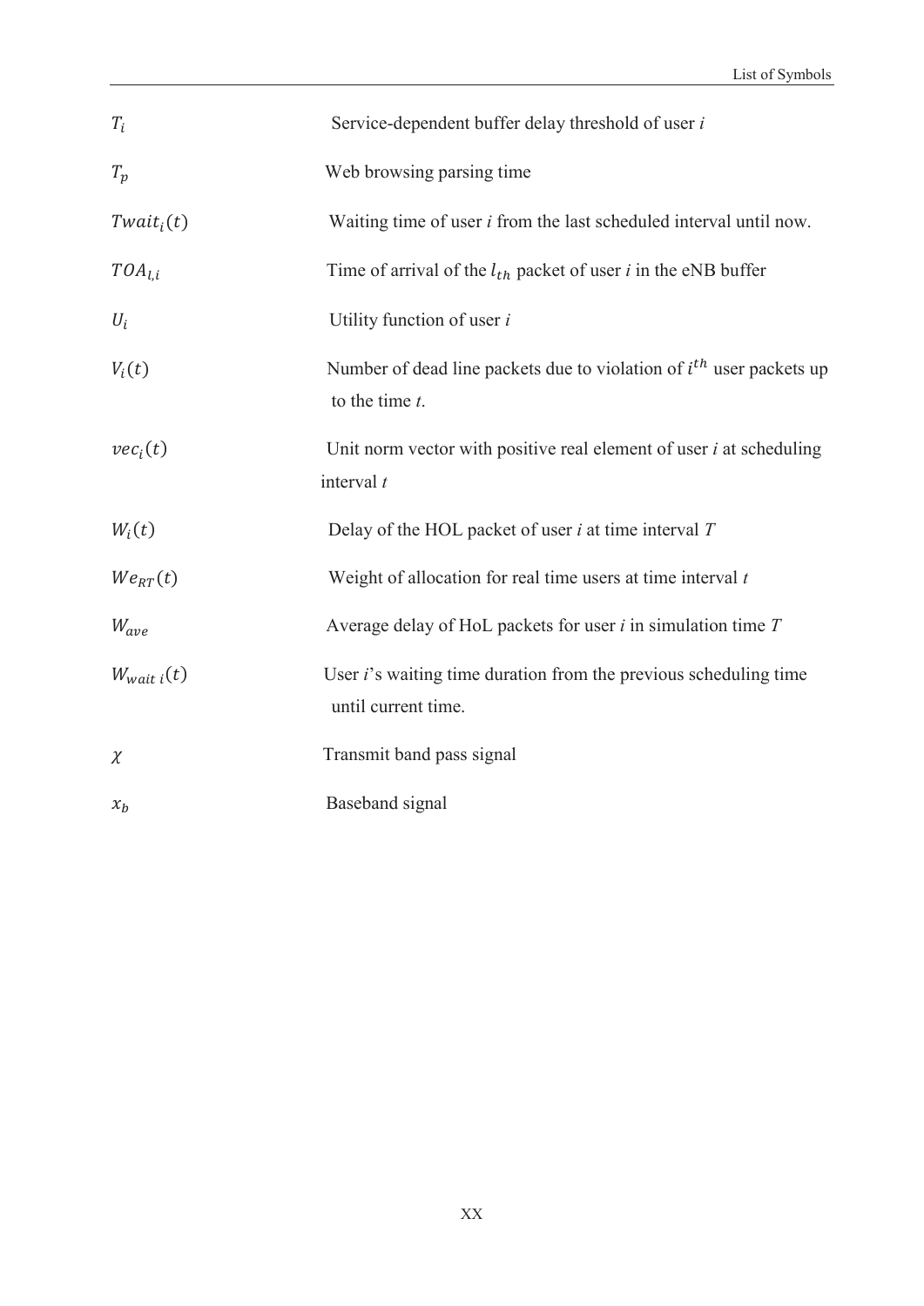| | |
|---|---|
| $T_i$ | Service-dependent buffer delay threshold of user *i* |
| $T_p$ | Web browsing parsing time |
| $Twait_i(t)$ | Waiting time of user *i* from the last scheduled interval until now. |
| $TOA_{l,i}$ | Time of arrival of the $l_{th}$ packet of user *i* in the eNB buffer |
| $U_i$ | Utility function of user *i* |
| $V_i(t)$ | Number of dead line packets due to violation of $i^{th}$ user packets up to the time *t*. |
| $vec_i(t)$ | Unit norm vector with positive real element of user *i* at scheduling interval *t* |
| $W_i(t)$ | Delay of the HOL packet of user *i* at time interval *T* |
| $We_{RT}(t)$ | Weight of allocation for real time users at time interval *t* |
| $W_{ave}$ | Average delay of HoL packets for user *i* in simulation time *T* |
| $W_{wait\ i}(t)$ | User *i*'s waiting time duration from the previous scheduling time until current time. |
| $\chi$ | Transmit band pass signal |
| $x_b$ | Baseband signal |